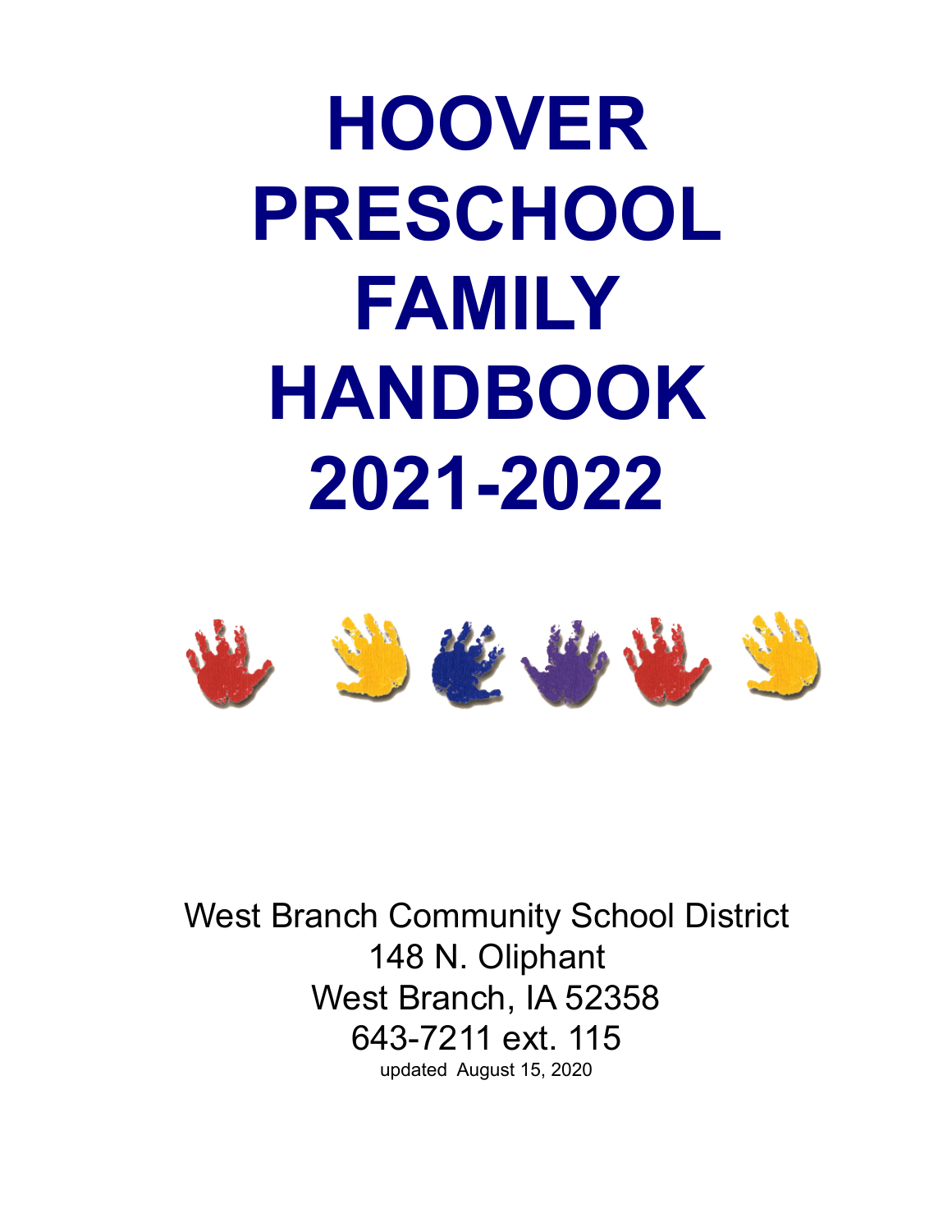# HOOVER PRESCHOOL FAMILY HANDBOOK 2021-2022

West Branch Community School District
148 N. Oliphant
West Branch, IA 52358
643-7211 ext. 115
updated August 15, 2020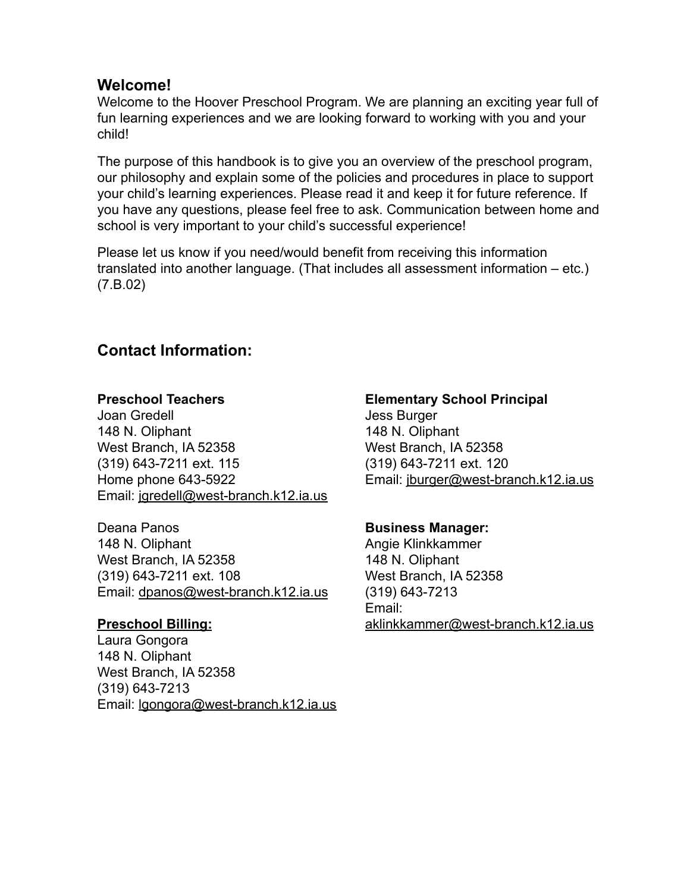## Welcome!

Welcome to the Hoover Preschool Program. We are planning an exciting year full of fun learning experiences and we are looking forward to working with you and your child!

The purpose of this handbook is to give you an overview of the preschool program, our philosophy and explain some of the policies and procedures in place to support your child's learning experiences. Please read it and keep it for future reference. If you have any questions, please feel free to ask. Communication between home and school is very important to your child's successful experience!

Please let us know if you need/would benefit from receiving this information translated into another language. (That includes all assessment information – etc.) (7.B.02)

## Contact Information:

**Preschool Teachers**
Joan Gredell
148 N. Oliphant
West Branch, IA 52358
(319) 643-7211 ext. 115
Home phone 643-5922
Email: jgredell@west-branch.k12.ia.us

Deana Panos
148 N. Oliphant
West Branch, IA 52358
(319) 643-7211 ext. 108
Email: dpanos@west-branch.k12.ia.us

**Preschool Billing:**
Laura Gongora
148 N. Oliphant
West Branch, IA 52358
(319) 643-7213
Email: lgongora@west-branch.k12.ia.us

**Elementary School Principal**
Jess Burger
148 N. Oliphant
West Branch, IA 52358
(319) 643-7211 ext. 120
Email: jburger@west-branch.k12.ia.us

**Business Manager:**
Angie Klinkkammer
148 N. Oliphant
West Branch, IA 52358
(319) 643-7213
Email:
aklinkkammer@west-branch.k12.ia.us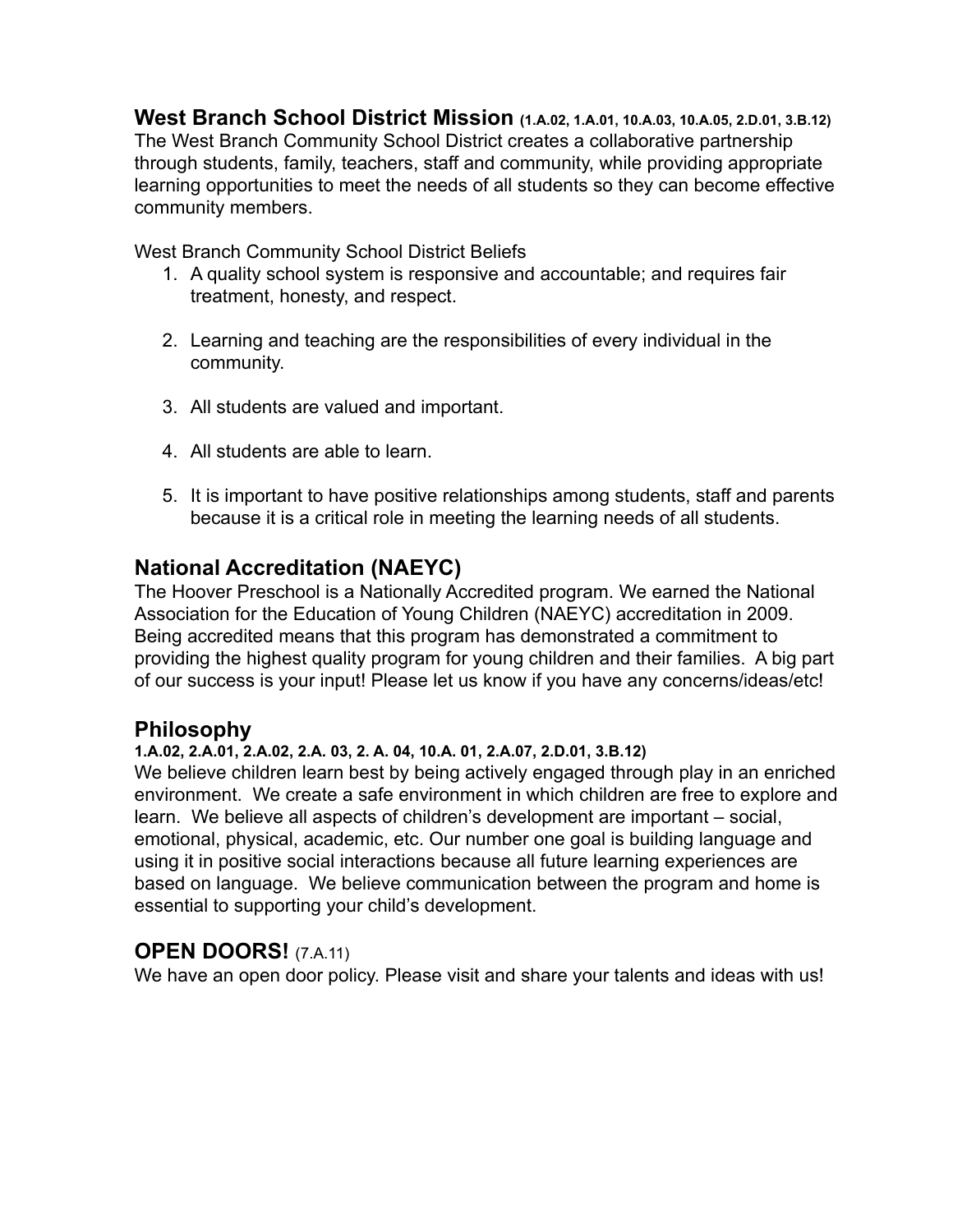## West Branch School District Mission **(1.A.02, 1.A.01, 10.A.03, 10.A.05, 2.D.01, 3.B.12)**

The West Branch Community School District creates a collaborative partnership through students, family, teachers, staff and community, while providing appropriate learning opportunities to meet the needs of all students so they can become effective community members.

West Branch Community School District Beliefs

1. A quality school system is responsive and accountable; and requires fair treatment, honesty, and respect.

2. Learning and teaching are the responsibilities of every individual in the community.

3. All students are valued and important.

4. All students are able to learn.

5. It is important to have positive relationships among students, staff and parents because it is a critical role in meeting the learning needs of all students.

## National Accreditation (NAEYC)

The Hoover Preschool is a Nationally Accredited program. We earned the National Association for the Education of Young Children (NAEYC) accreditation in 2009. Being accredited means that this program has demonstrated a commitment to providing the highest quality program for young children and their families. A big part of our success is your input! Please let us know if you have any concerns/ideas/etc!

## Philosophy

**1.A.02, 2.A.01, 2.A.02, 2.A. 03, 2. A. 04, 10.A. 01, 2.A.07, 2.D.01, 3.B.12)**

We believe children learn best by being actively engaged through play in an enriched environment. We create a safe environment in which children are free to explore and learn. We believe all aspects of children's development are important – social, emotional, physical, academic, etc. Our number one goal is building language and using it in positive social interactions because all future learning experiences are based on language. We believe communication between the program and home is essential to supporting your child's development.

## OPEN DOORS! (7.A.11)

We have an open door policy. Please visit and share your talents and ideas with us!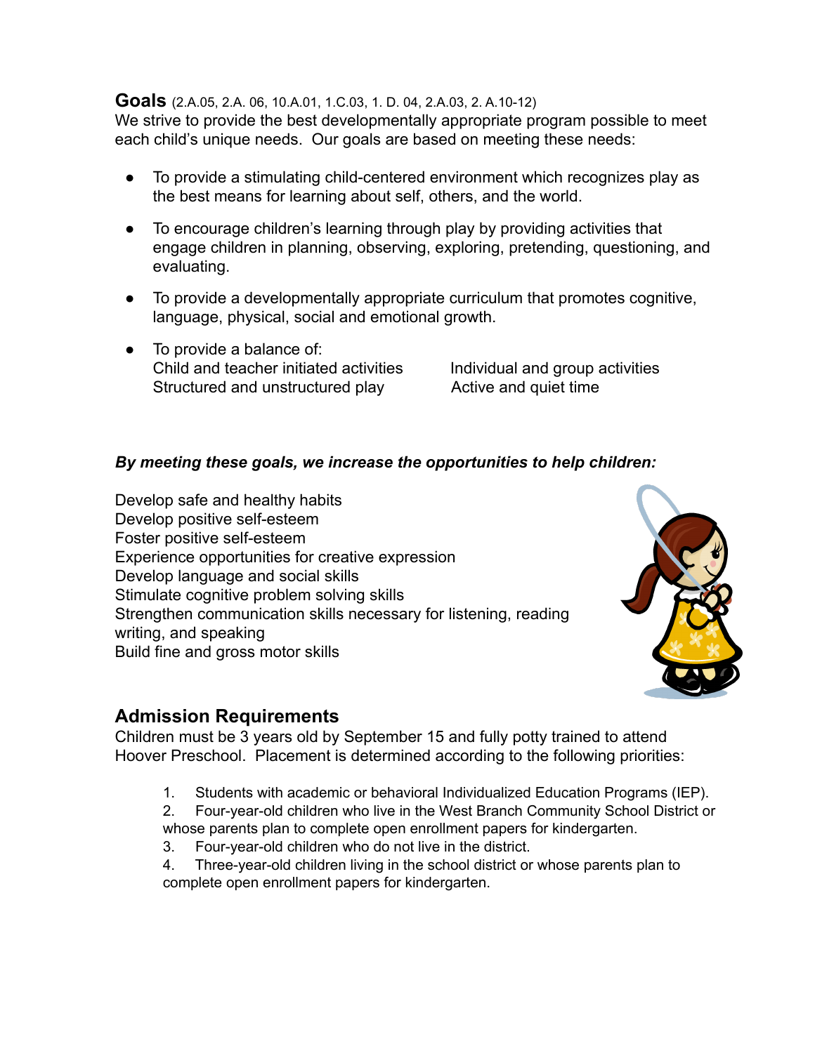## Goals (2.A.05, 2.A. 06, 10.A.01, 1.C.03, 1. D. 04, 2.A.03, 2. A.10-12)

We strive to provide the best developmentally appropriate program possible to meet each child's unique needs. Our goals are based on meeting these needs:

- To provide a stimulating child-centered environment which recognizes play as the best means for learning about self, others, and the world.
- To encourage children's learning through play by providing activities that engage children in planning, observing, exploring, pretending, questioning, and evaluating.
- To provide a developmentally appropriate curriculum that promotes cognitive, language, physical, social and emotional growth.
- To provide a balance of:
  - Child and teacher initiated activities
  - Structured and unstructured play
  - Individual and group activities
  - Active and quiet time

***By meeting these goals, we increase the opportunities to help children:***

Develop safe and healthy habits
Develop positive self-esteem
Foster positive self-esteem
Experience opportunities for creative expression
Develop language and social skills
Stimulate cognitive problem solving skills
Strengthen communication skills necessary for listening, reading writing, and speaking
Build fine and gross motor skills

## Admission Requirements

Children must be 3 years old by September 15 and fully potty trained to attend Hoover Preschool. Placement is determined according to the following priorities:

1. Students with academic or behavioral Individualized Education Programs (IEP).
2. Four-year-old children who live in the West Branch Community School District or whose parents plan to complete open enrollment papers for kindergarten.
3. Four-year-old children who do not live in the district.
4. Three-year-old children living in the school district or whose parents plan to complete open enrollment papers for kindergarten.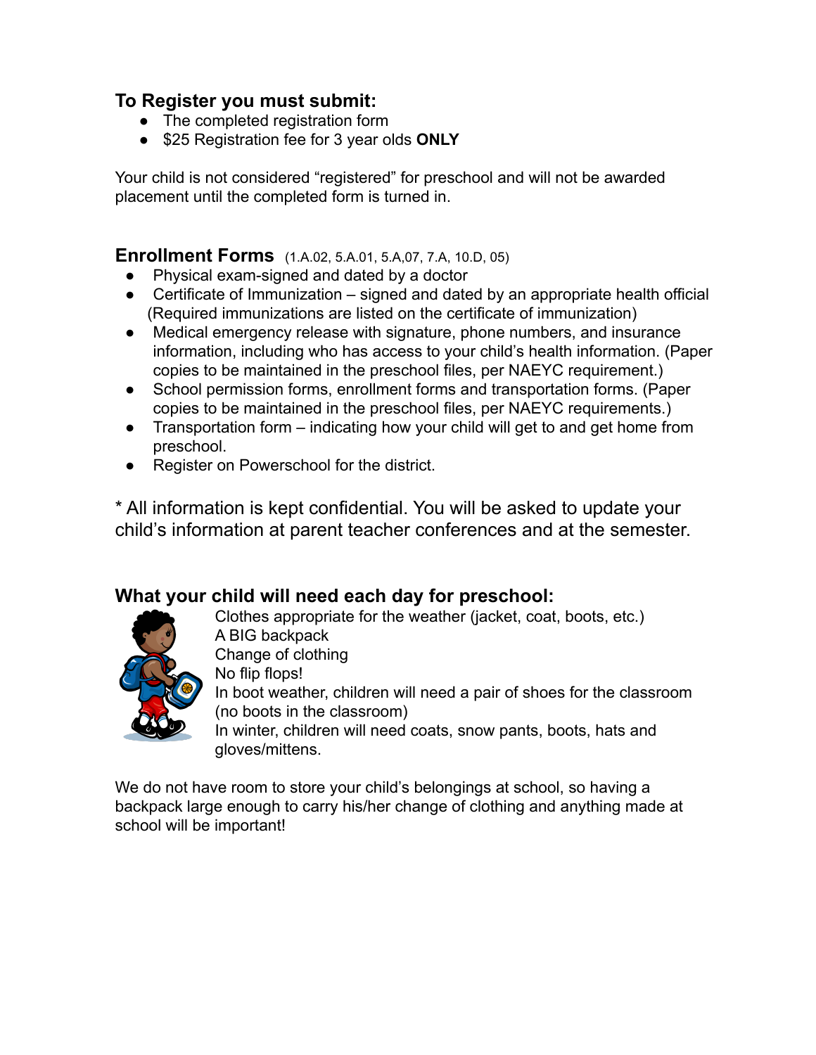## To Register you must submit:

- The completed registration form
- $25 Registration fee for 3 year olds **ONLY**

Your child is not considered "registered" for preschool and will not be awarded placement until the completed form is turned in.

## Enrollment Forms (1.A.02, 5.A.01, 5.A,07, 7.A, 10.D, 05)

- Physical exam-signed and dated by a doctor
- Certificate of Immunization – signed and dated by an appropriate health official (Required immunizations are listed on the certificate of immunization)
- Medical emergency release with signature, phone numbers, and insurance information, including who has access to your child's health information. (Paper copies to be maintained in the preschool files, per NAEYC requirement.)
- School permission forms, enrollment forms and transportation forms. (Paper copies to be maintained in the preschool files, per NAEYC requirements.)
- Transportation form – indicating how your child will get to and get home from preschool.
- Register on Powerschool for the district.

* All information is kept confidential. You will be asked to update your child's information at parent teacher conferences and at the semester.

## What your child will need each day for preschool:

Clothes appropriate for the weather (jacket, coat, boots, etc.)
A BIG backpack
Change of clothing
No flip flops!
In boot weather, children will need a pair of shoes for the classroom (no boots in the classroom)
In winter, children will need coats, snow pants, boots, hats and gloves/mittens.

We do not have room to store your child's belongings at school, so having a backpack large enough to carry his/her change of clothing and anything made at school will be important!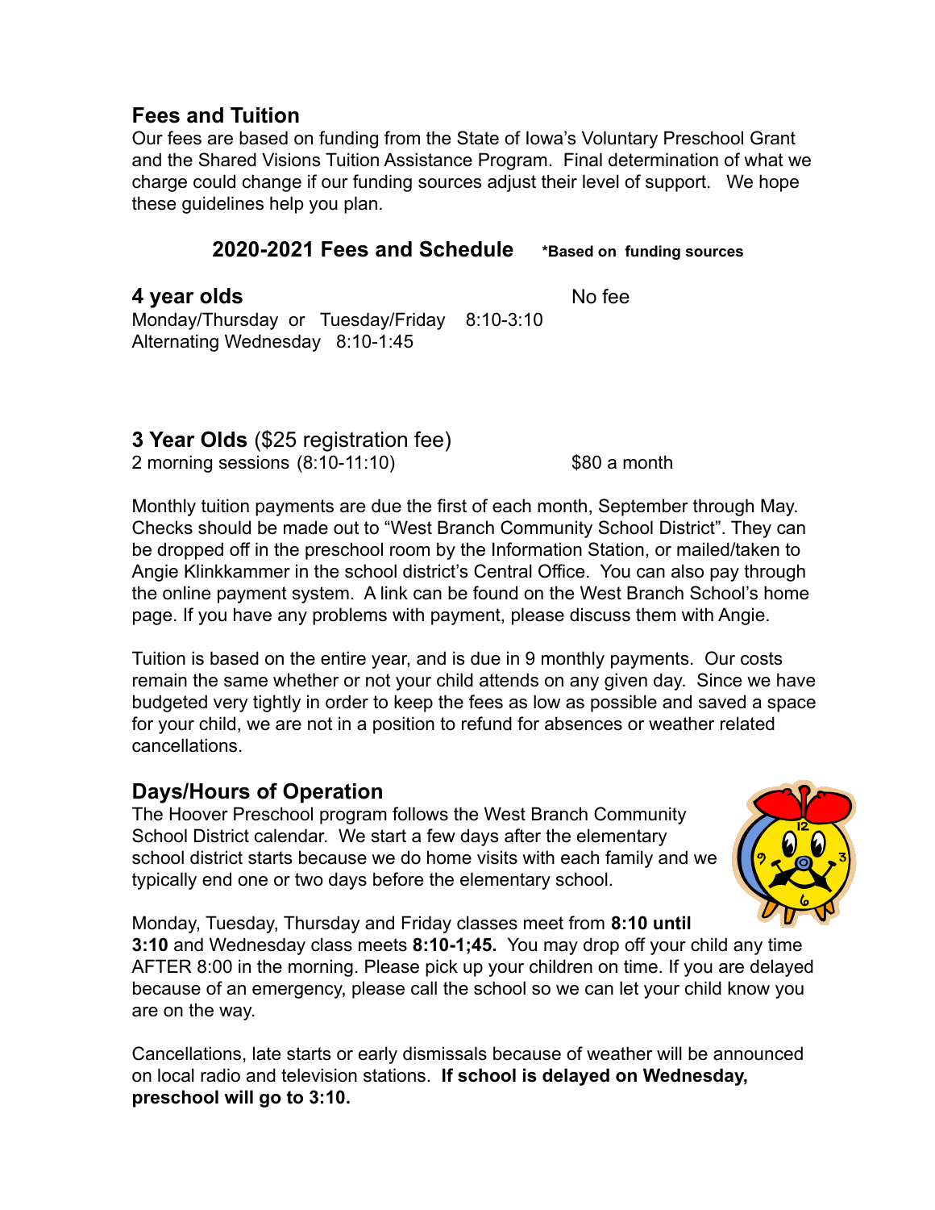## Fees and Tuition

Our fees are based on funding from the State of Iowa's Voluntary Preschool Grant and the Shared Visions Tuition Assistance Program. Final determination of what we charge could change if our funding sources adjust their level of support. We hope these guidelines help you plan.

### 2020-2021 Fees and Schedule **\*Based on funding sources**

**4 year olds** — No fee

Monday/Thursday or Tuesday/Friday 8:10-3:10
Alternating Wednesday 8:10-1:45

**3 Year Olds** ($25 registration fee)

2 morning sessions (8:10-11:10) — $80 a month

Monthly tuition payments are due the first of each month, September through May. Checks should be made out to "West Branch Community School District". They can be dropped off in the preschool room by the Information Station, or mailed/taken to Angie Klinkkammer in the school district's Central Office. You can also pay through the online payment system. A link can be found on the West Branch School's home page. If you have any problems with payment, please discuss them with Angie.

Tuition is based on the entire year, and is due in 9 monthly payments. Our costs remain the same whether or not your child attends on any given day. Since we have budgeted very tightly in order to keep the fees as low as possible and saved a space for your child, we are not in a position to refund for absences or weather related cancellations.

## Days/Hours of Operation

The Hoover Preschool program follows the West Branch Community School District calendar. We start a few days after the elementary school district starts because we do home visits with each family and we typically end one or two days before the elementary school.

Monday, Tuesday, Thursday and Friday classes meet from **8:10 until 3:10** and Wednesday class meets **8:10-1;45.** You may drop off your child any time AFTER 8:00 in the morning. Please pick up your children on time. If you are delayed because of an emergency, please call the school so we can let your child know you are on the way.

Cancellations, late starts or early dismissals because of weather will be announced on local radio and television stations. **If school is delayed on Wednesday, preschool will go to 3:10.**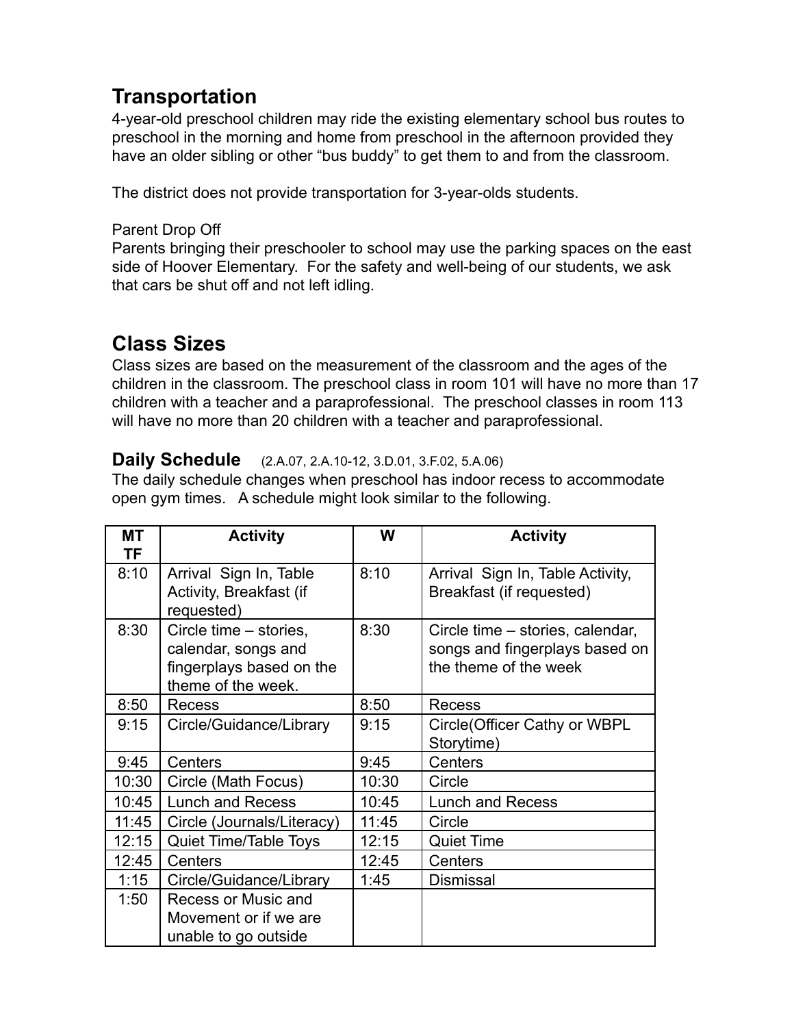## Transportation

4-year-old preschool children may ride the existing elementary school bus routes to preschool in the morning and home from preschool in the afternoon provided they have an older sibling or other "bus buddy" to get them to and from the classroom.

The district does not provide transportation for 3-year-olds students.

Parent Drop Off

Parents bringing their preschooler to school may use the parking spaces on the east side of Hoover Elementary. For the safety and well-being of our students, we ask that cars be shut off and not left idling.

## Class Sizes

Class sizes are based on the measurement of the classroom and the ages of the children in the classroom. The preschool class in room 101 will have no more than 17 children with a teacher and a paraprofessional. The preschool classes in room 113 will have no more than 20 children with a teacher and paraprofessional.

### Daily Schedule (2.A.07, 2.A.10-12, 3.D.01, 3.F.02, 5.A.06)

The daily schedule changes when preschool has indoor recess to accommodate open gym times. A schedule might look similar to the following.

| MT TF | Activity | W | Activity |
|---|---|---|---|
| 8:10 | Arrival Sign In, Table Activity, Breakfast (if requested) | 8:10 | Arrival Sign In, Table Activity, Breakfast (if requested) |
| 8:30 | Circle time – stories, calendar, songs and fingerplays based on the theme of the week. | 8:30 | Circle time – stories, calendar, songs and fingerplays based on the theme of the week |
| 8:50 | Recess | 8:50 | Recess |
| 9:15 | Circle/Guidance/Library | 9:15 | Circle(Officer Cathy or WBPL Storytime) |
| 9:45 | Centers | 9:45 | Centers |
| 10:30 | Circle (Math Focus) | 10:30 | Circle |
| 10:45 | Lunch and Recess | 10:45 | Lunch and Recess |
| 11:45 | Circle (Journals/Literacy) | 11:45 | Circle |
| 12:15 | Quiet Time/Table Toys | 12:15 | Quiet Time |
| 12:45 | Centers | 12:45 | Centers |
| 1:15 | Circle/Guidance/Library | 1:45 | Dismissal |
| 1:50 | Recess or Music and Movement or if we are unable to go outside | | |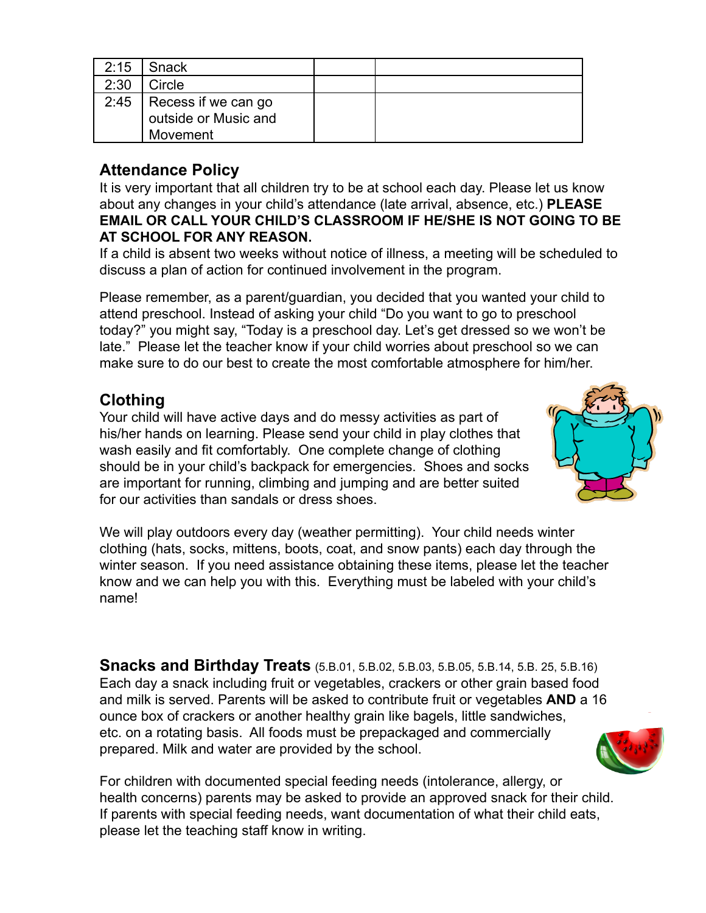| 2:15 | Snack | | |
|---|---|---|---|
| 2:30 | Circle | | |
| 2:45 | Recess if we can go outside or Music and Movement | | |

## Attendance Policy

It is very important that all children try to be at school each day. Please let us know about any changes in your child's attendance (late arrival, absence, etc.) **PLEASE EMAIL OR CALL YOUR CHILD'S CLASSROOM IF HE/SHE IS NOT GOING TO BE AT SCHOOL FOR ANY REASON.**

If a child is absent two weeks without notice of illness, a meeting will be scheduled to discuss a plan of action for continued involvement in the program.

Please remember, as a parent/guardian, you decided that you wanted your child to attend preschool. Instead of asking your child "Do you want to go to preschool today?" you might say, "Today is a preschool day. Let's get dressed so we won't be late." Please let the teacher know if your child worries about preschool so we can make sure to do our best to create the most comfortable atmosphere for him/her.

## Clothing

Your child will have active days and do messy activities as part of his/her hands on learning. Please send your child in play clothes that wash easily and fit comfortably. One complete change of clothing should be in your child's backpack for emergencies. Shoes and socks are important for running, climbing and jumping and are better suited for our activities than sandals or dress shoes.

We will play outdoors every day (weather permitting). Your child needs winter clothing (hats, socks, mittens, boots, coat, and snow pants) each day through the winter season. If you need assistance obtaining these items, please let the teacher know and we can help you with this. Everything must be labeled with your child's name!

## Snacks and Birthday Treats (5.B.01, 5.B.02, 5.B.03, 5.B.05, 5.B.14, 5.B. 25, 5.B.16)

Each day a snack including fruit or vegetables, crackers or other grain based food and milk is served. Parents will be asked to contribute fruit or vegetables **AND** a 16 ounce box of crackers or another healthy grain like bagels, little sandwiches, etc. on a rotating basis. All foods must be prepackaged and commercially prepared. Milk and water are provided by the school.

For children with documented special feeding needs (intolerance, allergy, or health concerns) parents may be asked to provide an approved snack for their child. If parents with special feeding needs, want documentation of what their child eats, please let the teaching staff know in writing.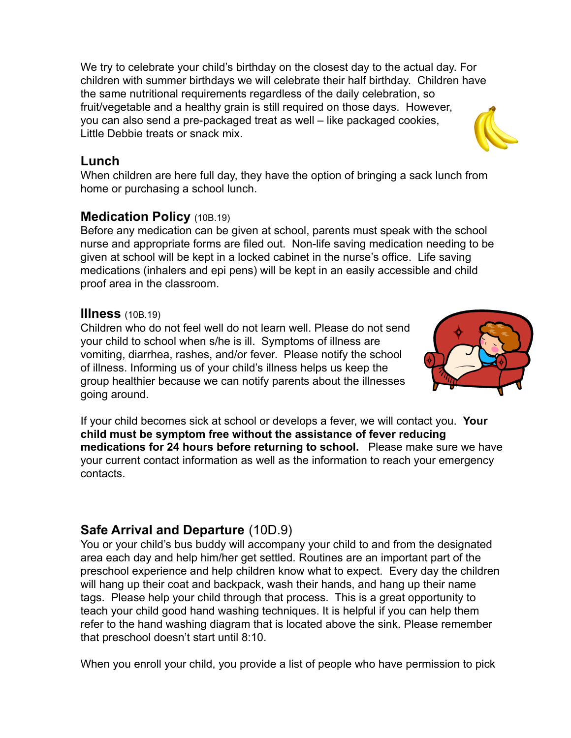We try to celebrate your child's birthday on the closest day to the actual day. For children with summer birthdays we will celebrate their half birthday. Children have the same nutritional requirements regardless of the daily celebration, so fruit/vegetable and a healthy grain is still required on those days. However, you can also send a pre-packaged treat as well – like packaged cookies, Little Debbie treats or snack mix.

## Lunch

When children are here full day, they have the option of bringing a sack lunch from home or purchasing a school lunch.

## Medication Policy (10B.19)

Before any medication can be given at school, parents must speak with the school nurse and appropriate forms are filed out. Non-life saving medication needing to be given at school will be kept in a locked cabinet in the nurse's office. Life saving medications (inhalers and epi pens) will be kept in an easily accessible and child proof area in the classroom.

## Illness (10B.19)

Children who do not feel well do not learn well. Please do not send your child to school when s/he is ill. Symptoms of illness are vomiting, diarrhea, rashes, and/or fever. Please notify the school of illness. Informing us of your child's illness helps us keep the group healthier because we can notify parents about the illnesses going around.

If your child becomes sick at school or develops a fever, we will contact you. **Your child must be symptom free without the assistance of fever reducing medications for 24 hours before returning to school.** Please make sure we have your current contact information as well as the information to reach your emergency contacts.

## Safe Arrival and Departure (10D.9)

You or your child's bus buddy will accompany your child to and from the designated area each day and help him/her get settled. Routines are an important part of the preschool experience and help children know what to expect. Every day the children will hang up their coat and backpack, wash their hands, and hang up their name tags. Please help your child through that process. This is a great opportunity to teach your child good hand washing techniques. It is helpful if you can help them refer to the hand washing diagram that is located above the sink. Please remember that preschool doesn't start until 8:10.

When you enroll your child, you provide a list of people who have permission to pick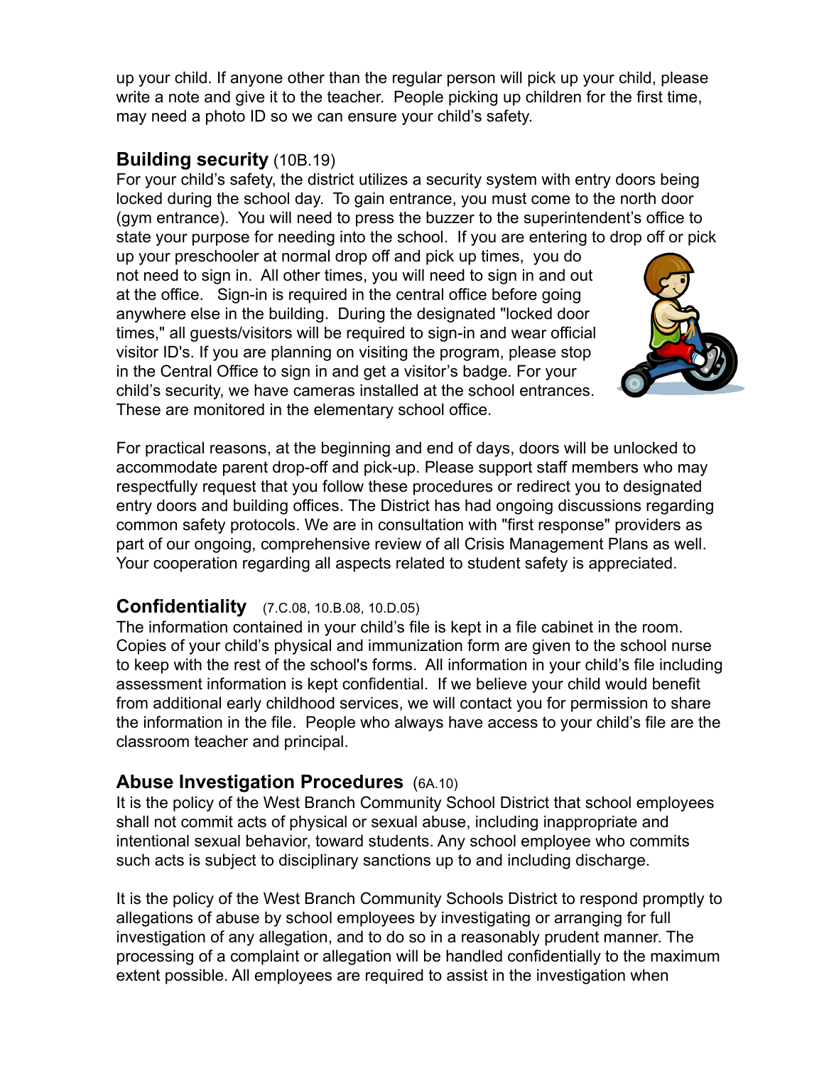up your child. If anyone other than the regular person will pick up your child, please write a note and give it to the teacher. People picking up children for the first time, may need a photo ID so we can ensure your child's safety.

## **Building security** (10B.19)

For your child's safety, the district utilizes a security system with entry doors being locked during the school day. To gain entrance, you must come to the north door (gym entrance). You will need to press the buzzer to the superintendent's office to state your purpose for needing into the school. If you are entering to drop off or pick up your preschooler at normal drop off and pick up times, you do not need to sign in. All other times, you will need to sign in and out at the office. Sign-in is required in the central office before going anywhere else in the building. During the designated "locked door times," all guests/visitors will be required to sign-in and wear official visitor ID's. If you are planning on visiting the program, please stop in the Central Office to sign in and get a visitor's badge. For your child's security, we have cameras installed at the school entrances. These are monitored in the elementary school office.

For practical reasons, at the beginning and end of days, doors will be unlocked to accommodate parent drop-off and pick-up. Please support staff members who may respectfully request that you follow these procedures or redirect you to designated entry doors and building offices. The District has had ongoing discussions regarding common safety protocols. We are in consultation with "first response" providers as part of our ongoing, comprehensive review of all Crisis Management Plans as well. Your cooperation regarding all aspects related to student safety is appreciated.

## **Confidentiality** (7.C.08, 10.B.08, 10.D.05)

The information contained in your child's file is kept in a file cabinet in the room. Copies of your child's physical and immunization form are given to the school nurse to keep with the rest of the school's forms. All information in your child's file including assessment information is kept confidential. If we believe your child would benefit from additional early childhood services, we will contact you for permission to share the information in the file. People who always have access to your child's file are the classroom teacher and principal.

## **Abuse Investigation Procedures** (6A.10)

It is the policy of the West Branch Community School District that school employees shall not commit acts of physical or sexual abuse, including inappropriate and intentional sexual behavior, toward students. Any school employee who commits such acts is subject to disciplinary sanctions up to and including discharge.

It is the policy of the West Branch Community Schools District to respond promptly to allegations of abuse by school employees by investigating or arranging for full investigation of any allegation, and to do so in a reasonably prudent manner. The processing of a complaint or allegation will be handled confidentially to the maximum extent possible. All employees are required to assist in the investigation when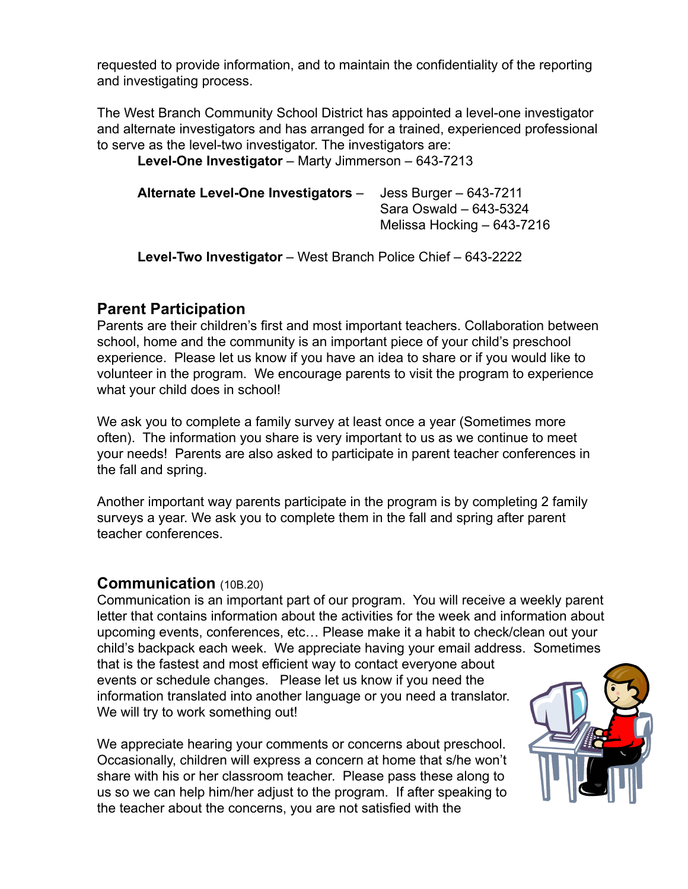requested to provide information, and to maintain the confidentiality of the reporting and investigating process.

The West Branch Community School District has appointed a level-one investigator and alternate investigators and has arranged for a trained, experienced professional to serve as the level-two investigator. The investigators are:

**Level-One Investigator** – Marty Jimmerson – 643-7213

**Alternate Level-One Investigators** – Jess Burger – 643-7211
Sara Oswald – 643-5324
Melissa Hocking – 643-7216

**Level-Two Investigator** – West Branch Police Chief – 643-2222

## Parent Participation

Parents are their children's first and most important teachers. Collaboration between school, home and the community is an important piece of your child's preschool experience. Please let us know if you have an idea to share or if you would like to volunteer in the program. We encourage parents to visit the program to experience what your child does in school!

We ask you to complete a family survey at least once a year (Sometimes more often). The information you share is very important to us as we continue to meet your needs! Parents are also asked to participate in parent teacher conferences in the fall and spring.

Another important way parents participate in the program is by completing 2 family surveys a year. We ask you to complete them in the fall and spring after parent teacher conferences.

## Communication (10B.20)

Communication is an important part of our program. You will receive a weekly parent letter that contains information about the activities for the week and information about upcoming events, conferences, etc… Please make it a habit to check/clean out your child's backpack each week. We appreciate having your email address. Sometimes that is the fastest and most efficient way to contact everyone about events or schedule changes. Please let us know if you need the information translated into another language or you need a translator. We will try to work something out!

We appreciate hearing your comments or concerns about preschool. Occasionally, children will express a concern at home that s/he won't share with his or her classroom teacher. Please pass these along to us so we can help him/her adjust to the program. If after speaking to the teacher about the concerns, you are not satisfied with the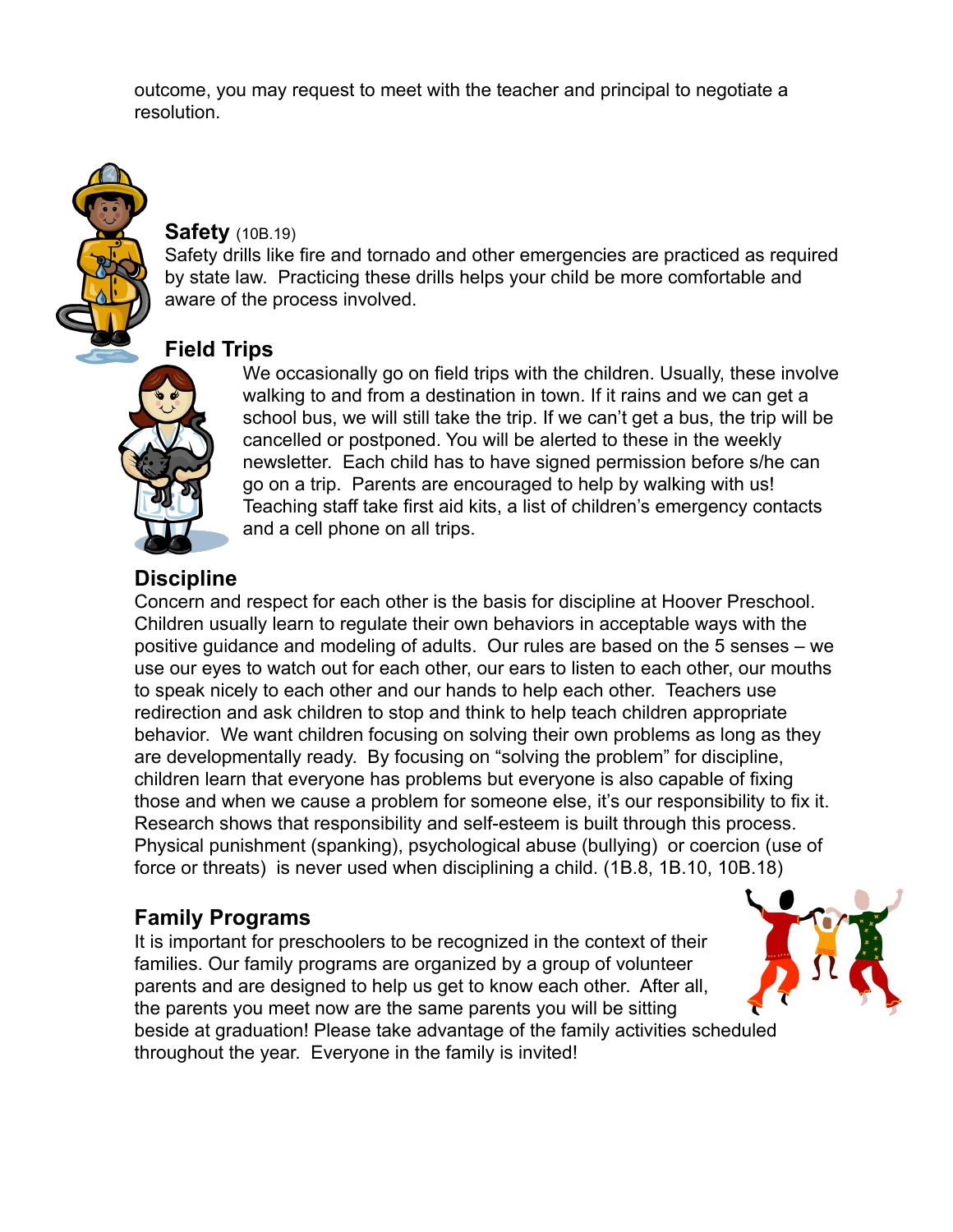outcome, you may request to meet with the teacher and principal to negotiate a resolution.

## Safety (10B.19)

Safety drills like fire and tornado and other emergencies are practiced as required by state law. Practicing these drills helps your child be more comfortable and aware of the process involved.

## Field Trips

We occasionally go on field trips with the children. Usually, these involve walking to and from a destination in town. If it rains and we can get a school bus, we will still take the trip. If we can't get a bus, the trip will be cancelled or postponed. You will be alerted to these in the weekly newsletter. Each child has to have signed permission before s/he can go on a trip. Parents are encouraged to help by walking with us! Teaching staff take first aid kits, a list of children's emergency contacts and a cell phone on all trips.

## Discipline

Concern and respect for each other is the basis for discipline at Hoover Preschool. Children usually learn to regulate their own behaviors in acceptable ways with the positive guidance and modeling of adults. Our rules are based on the 5 senses – we use our eyes to watch out for each other, our ears to listen to each other, our mouths to speak nicely to each other and our hands to help each other. Teachers use redirection and ask children to stop and think to help teach children appropriate behavior. We want children focusing on solving their own problems as long as they are developmentally ready. By focusing on "solving the problem" for discipline, children learn that everyone has problems but everyone is also capable of fixing those and when we cause a problem for someone else, it's our responsibility to fix it. Research shows that responsibility and self-esteem is built through this process. Physical punishment (spanking), psychological abuse (bullying) or coercion (use of force or threats) is never used when disciplining a child. (1B.8, 1B.10, 10B.18)

## Family Programs

It is important for preschoolers to be recognized in the context of their families. Our family programs are organized by a group of volunteer parents and are designed to help us get to know each other. After all, the parents you meet now are the same parents you will be sitting beside at graduation! Please take advantage of the family activities scheduled throughout the year. Everyone in the family is invited!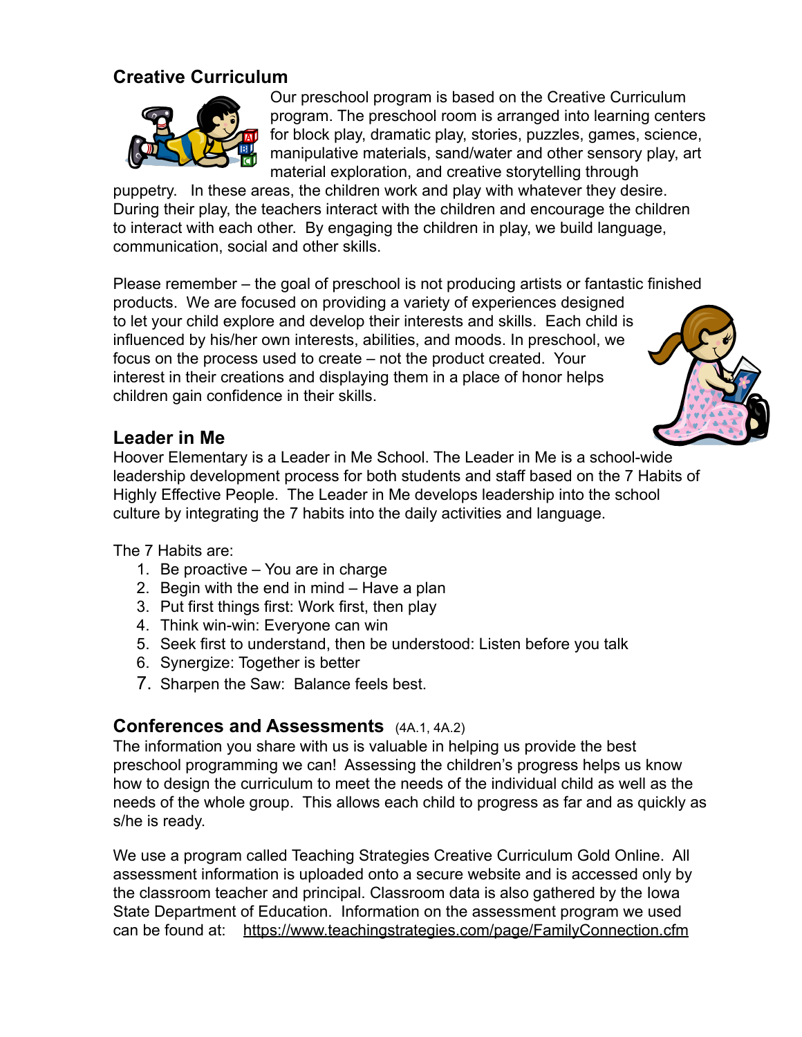## Creative Curriculum

Our preschool program is based on the Creative Curriculum program. The preschool room is arranged into learning centers for block play, dramatic play, stories, puzzles, games, science, manipulative materials, sand/water and other sensory play, art material exploration, and creative storytelling through puppetry. In these areas, the children work and play with whatever they desire. During their play, the teachers interact with the children and encourage the children to interact with each other. By engaging the children in play, we build language, communication, social and other skills.

Please remember – the goal of preschool is not producing artists or fantastic finished products. We are focused on providing a variety of experiences designed to let your child explore and develop their interests and skills. Each child is influenced by his/her own interests, abilities, and moods. In preschool, we focus on the process used to create – not the product created. Your interest in their creations and displaying them in a place of honor helps children gain confidence in their skills.

## Leader in Me

Hoover Elementary is a Leader in Me School. The Leader in Me is a school-wide leadership development process for both students and staff based on the 7 Habits of Highly Effective People. The Leader in Me develops leadership into the school culture by integrating the 7 habits into the daily activities and language.

The 7 Habits are:

1. Be proactive – You are in charge
2. Begin with the end in mind – Have a plan
3. Put first things first: Work first, then play
4. Think win-win: Everyone can win
5. Seek first to understand, then be understood: Listen before you talk
6. Synergize: Together is better
7. Sharpen the Saw: Balance feels best.

## Conferences and Assessments (4A.1, 4A.2)

The information you share with us is valuable in helping us provide the best preschool programming we can! Assessing the children's progress helps us know how to design the curriculum to meet the needs of the individual child as well as the needs of the whole group. This allows each child to progress as far and as quickly as s/he is ready.

We use a program called Teaching Strategies Creative Curriculum Gold Online. All assessment information is uploaded onto a secure website and is accessed only by the classroom teacher and principal. Classroom data is also gathered by the Iowa State Department of Education. Information on the assessment program we used can be found at: https://www.teachingstrategies.com/page/FamilyConnection.cfm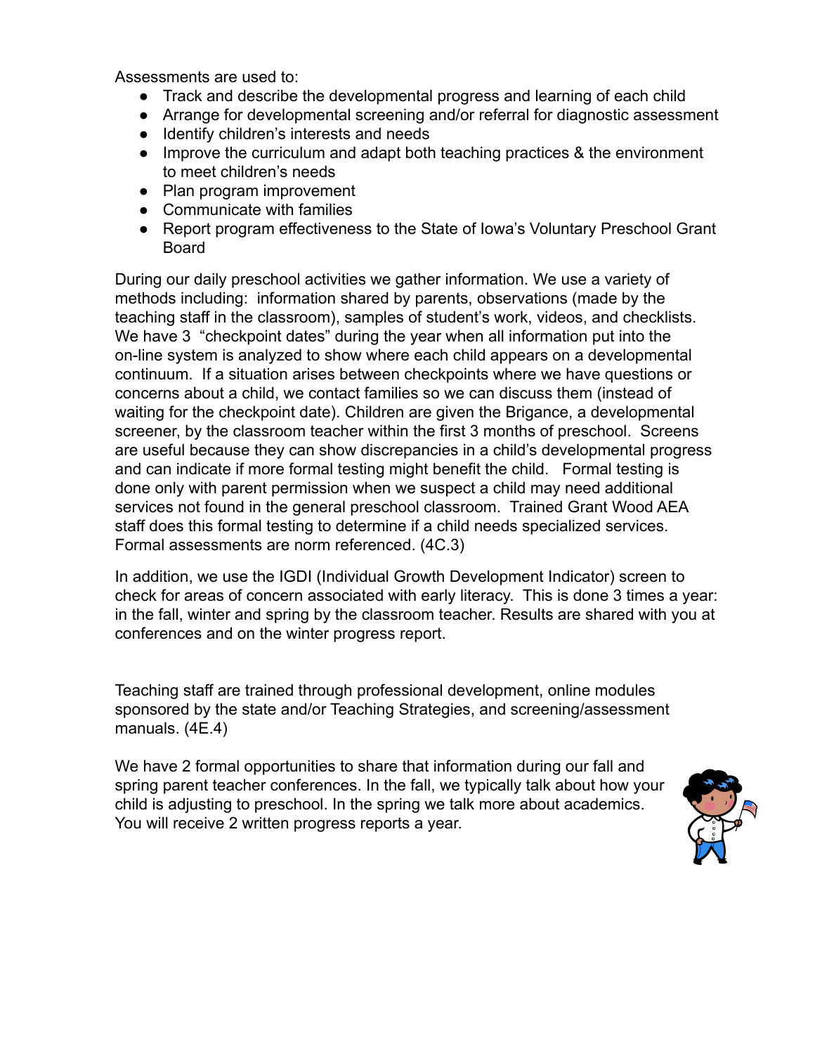Assessments are used to:

- Track and describe the developmental progress and learning of each child
- Arrange for developmental screening and/or referral for diagnostic assessment
- Identify children's interests and needs
- Improve the curriculum and adapt both teaching practices & the environment to meet children's needs
- Plan program improvement
- Communicate with families
- Report program effectiveness to the State of Iowa's Voluntary Preschool Grant Board

During our daily preschool activities we gather information. We use a variety of methods including: information shared by parents, observations (made by the teaching staff in the classroom), samples of student's work, videos, and checklists. We have 3 "checkpoint dates" during the year when all information put into the on-line system is analyzed to show where each child appears on a developmental continuum. If a situation arises between checkpoints where we have questions or concerns about a child, we contact families so we can discuss them (instead of waiting for the checkpoint date). Children are given the Brigance, a developmental screener, by the classroom teacher within the first 3 months of preschool. Screens are useful because they can show discrepancies in a child's developmental progress and can indicate if more formal testing might benefit the child. Formal testing is done only with parent permission when we suspect a child may need additional services not found in the general preschool classroom. Trained Grant Wood AEA staff does this formal testing to determine if a child needs specialized services. Formal assessments are norm referenced. (4C.3)

In addition, we use the IGDI (Individual Growth Development Indicator) screen to check for areas of concern associated with early literacy. This is done 3 times a year: in the fall, winter and spring by the classroom teacher. Results are shared with you at conferences and on the winter progress report.

Teaching staff are trained through professional development, online modules sponsored by the state and/or Teaching Strategies, and screening/assessment manuals. (4E.4)

We have 2 formal opportunities to share that information during our fall and spring parent teacher conferences. In the fall, we typically talk about how your child is adjusting to preschool. In the spring we talk more about academics. You will receive 2 written progress reports a year.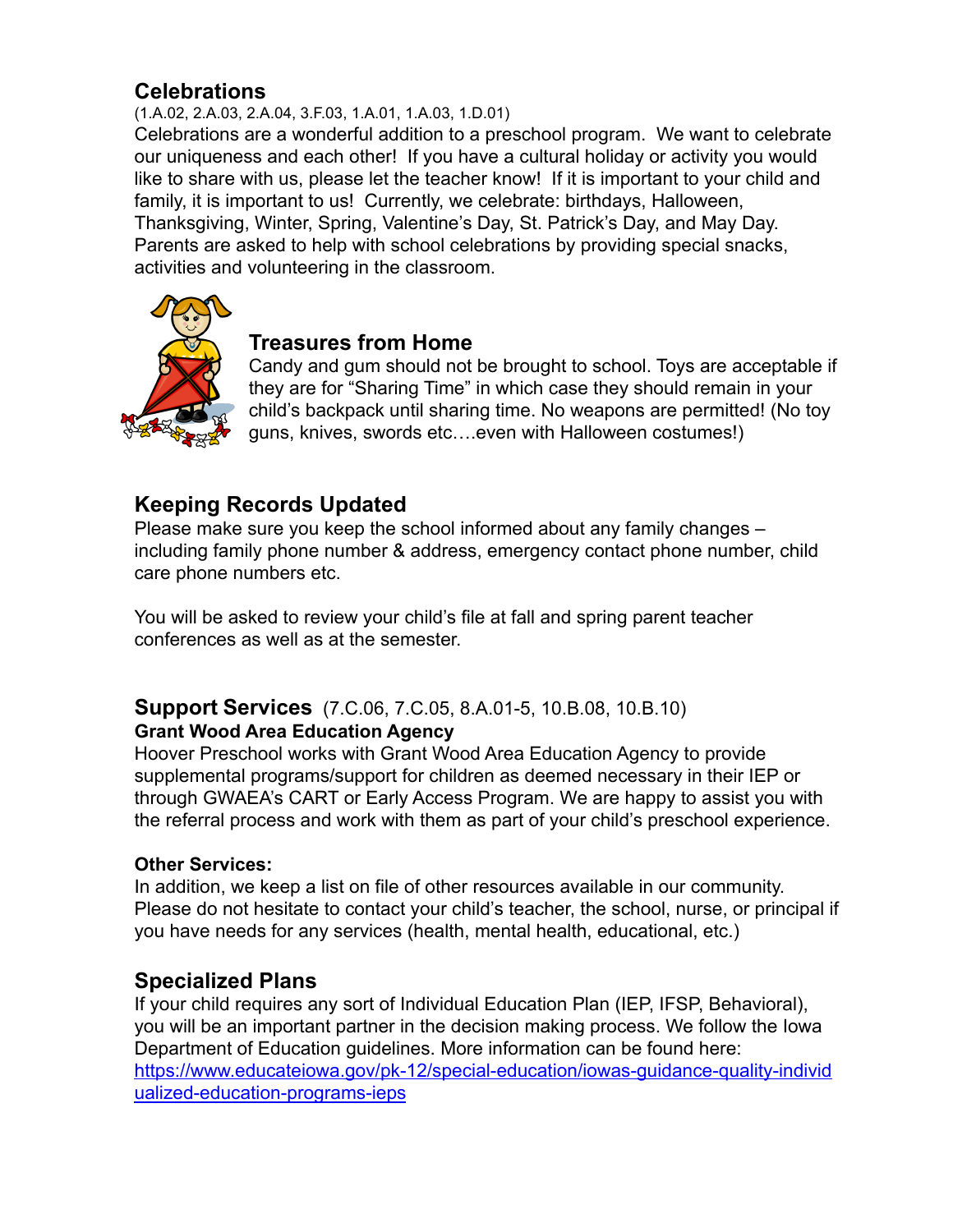## Celebrations

(1.A.02, 2.A.03, 2.A.04, 3.F.03, 1.A.01, 1.A.03, 1.D.01)

Celebrations are a wonderful addition to a preschool program. We want to celebrate our uniqueness and each other! If you have a cultural holiday or activity you would like to share with us, please let the teacher know! If it is important to your child and family, it is important to us! Currently, we celebrate: birthdays, Halloween, Thanksgiving, Winter, Spring, Valentine's Day, St. Patrick's Day, and May Day. Parents are asked to help with school celebrations by providing special snacks, activities and volunteering in the classroom.

## Treasures from Home

Candy and gum should not be brought to school. Toys are acceptable if they are for "Sharing Time" in which case they should remain in your child's backpack until sharing time. No weapons are permitted! (No toy guns, knives, swords etc….even with Halloween costumes!)

## Keeping Records Updated

Please make sure you keep the school informed about any family changes – including family phone number & address, emergency contact phone number, child care phone numbers etc.

You will be asked to review your child's file at fall and spring parent teacher conferences as well as at the semester.

## Support Services (7.C.06, 7.C.05, 8.A.01-5, 10.B.08, 10.B.10)

### Grant Wood Area Education Agency

Hoover Preschool works with Grant Wood Area Education Agency to provide supplemental programs/support for children as deemed necessary in their IEP or through GWAEA's CART or Early Access Program. We are happy to assist you with the referral process and work with them as part of your child's preschool experience.

### Other Services:

In addition, we keep a list on file of other resources available in our community. Please do not hesitate to contact your child's teacher, the school, nurse, or principal if you have needs for any services (health, mental health, educational, etc.)

## Specialized Plans

If your child requires any sort of Individual Education Plan (IEP, IFSP, Behavioral), you will be an important partner in the decision making process. We follow the Iowa Department of Education guidelines. More information can be found here: [https://www.educateiowa.gov/pk-12/special-education/iowas-guidance-quality-individualized-education-programs-ieps](https://www.educateiowa.gov/pk-12/special-education/iowas-guidance-quality-individualized-education-programs-ieps)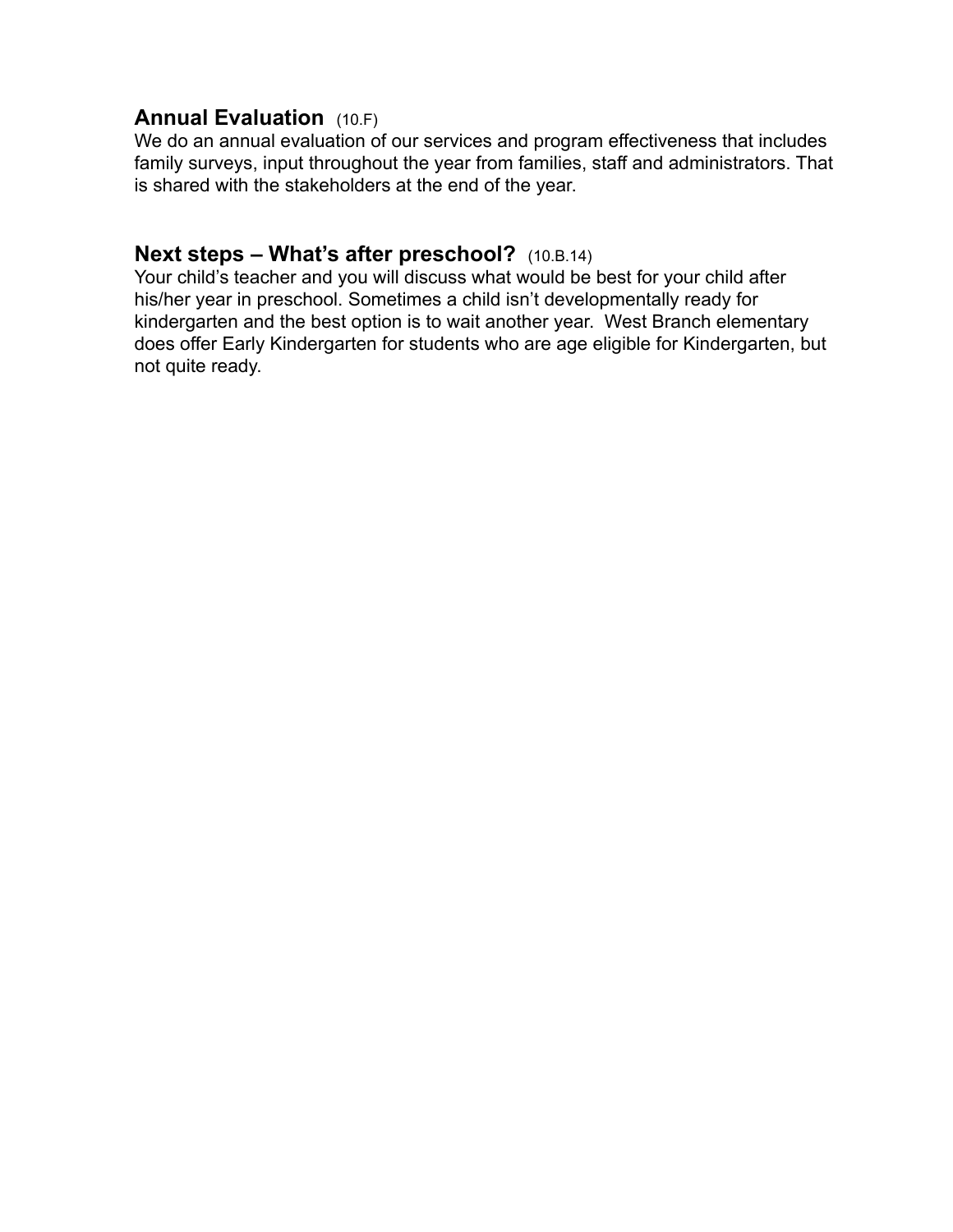## **Annual Evaluation** (10.F)

We do an annual evaluation of our services and program effectiveness that includes family surveys, input throughout the year from families, staff and administrators. That is shared with the stakeholders at the end of the year.

## **Next steps – What's after preschool?** (10.B.14)

Your child's teacher and you will discuss what would be best for your child after his/her year in preschool. Sometimes a child isn't developmentally ready for kindergarten and the best option is to wait another year. West Branch elementary does offer Early Kindergarten for students who are age eligible for Kindergarten, but not quite ready.